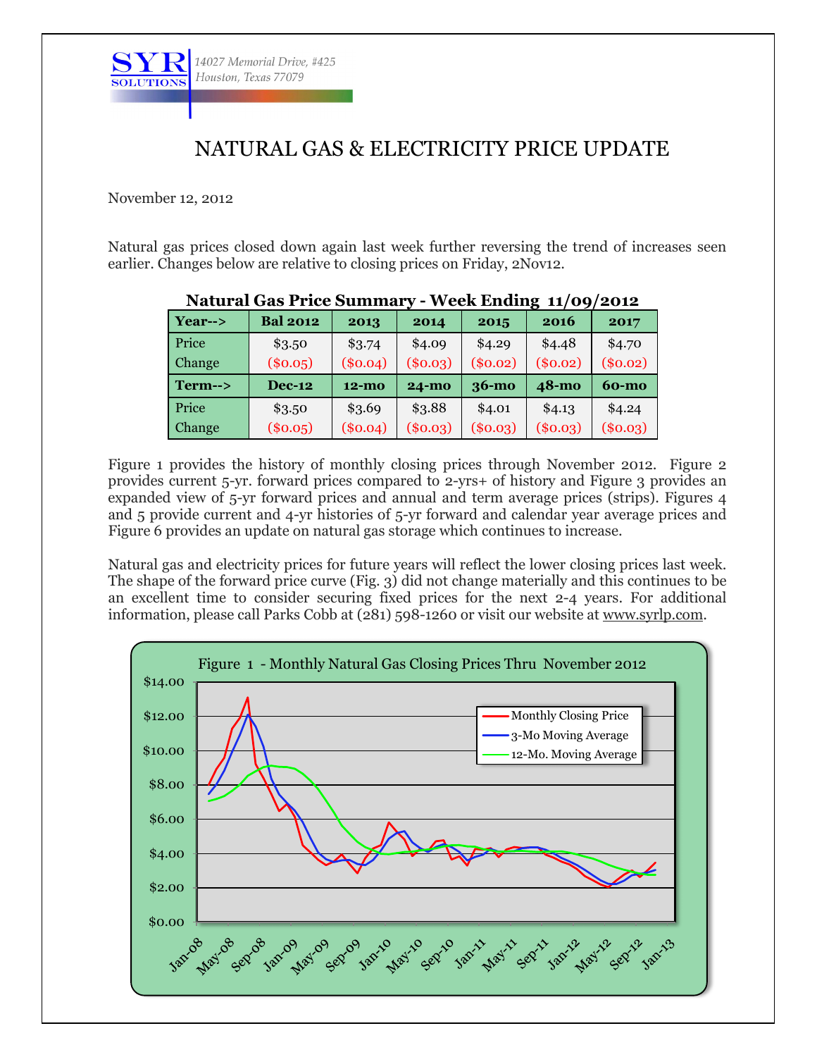SYR SOLUTIONS

*14027 Memorial Drive, #425*
*Houston, Texas 77079*

# NATURAL GAS & ELECTRICITY PRICE UPDATE

November 12, 2012

Natural gas prices closed down again last week further reversing the trend of increases seen earlier. Changes below are relative to closing prices on Friday, 2Nov12.

**Natural Gas Price Summary - Week Ending 11/09/2012**

| **Year-->** | **Bal 2012** | **2013** | **2014** | **2015** | **2016** | **2017** |
|---|---|---|---|---|---|---|
| Price | $3.50 | $3.74 | $4.09 | $4.29 | $4.48 | $4.70 |
| Change | ($0.05) | ($0.04) | ($0.03) | ($0.02) | ($0.02) | ($0.02) |
| **Term-->** | **Dec-12** | **12-mo** | **24-mo** | **36-mo** | **48-mo** | **60-mo** |
| Price | $3.50 | $3.69 | $3.88 | $4.01 | $4.13 | $4.24 |
| Change | ($0.05) | ($0.04) | ($0.03) | ($0.03) | ($0.03) | ($0.03) |

Figure 1 provides the history of monthly closing prices through November 2012. Figure 2 provides current 5-yr. forward prices compared to 2-yrs+ of history and Figure 3 provides an expanded view of 5-yr forward prices and annual and term average prices (strips). Figures 4 and 5 provide current and 4-yr histories of 5-yr forward and calendar year average prices and Figure 6 provides an update on natural gas storage which continues to increase.

Natural gas and electricity prices for future years will reflect the lower closing prices last week. The shape of the forward price curve (Fig. 3) did not change materially and this continues to be an excellent time to consider securing fixed prices for the next 2-4 years. For additional information, please call Parks Cobb at (281) 598-1260 or visit our website at www.syrlp.com.

Figure 1 - Monthly Natural Gas Closing Prices Thru November 2012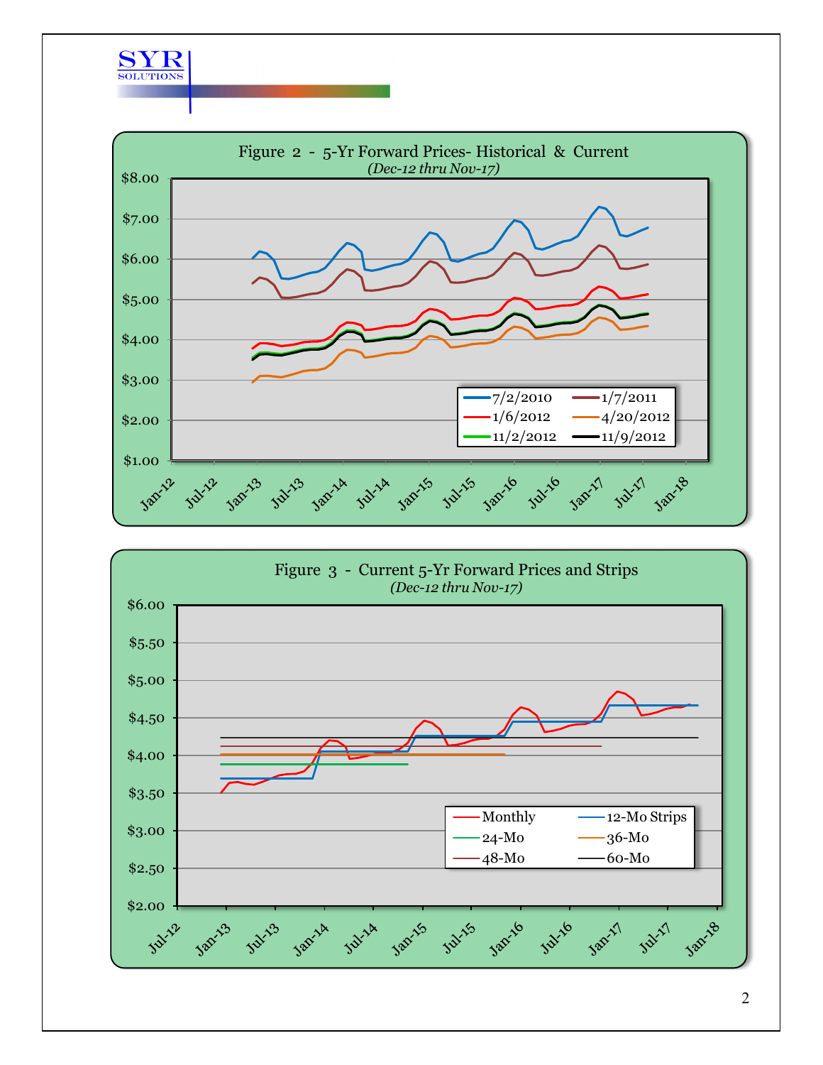### Figure 2 - 5-Yr Forward Prices- Historical & Current

*(Dec-12 thru Nov-17)*

Legend: 7/2/2010, 1/7/2011, 1/6/2012, 4/20/2012, 11/2/2012, 11/9/2012

### Figure 3 - Current 5-Yr Forward Prices and Strips

*(Dec-12 thru Nov-17)*

Legend: Monthly, 12-Mo Strips, 24-Mo, 36-Mo, 48-Mo, 60-Mo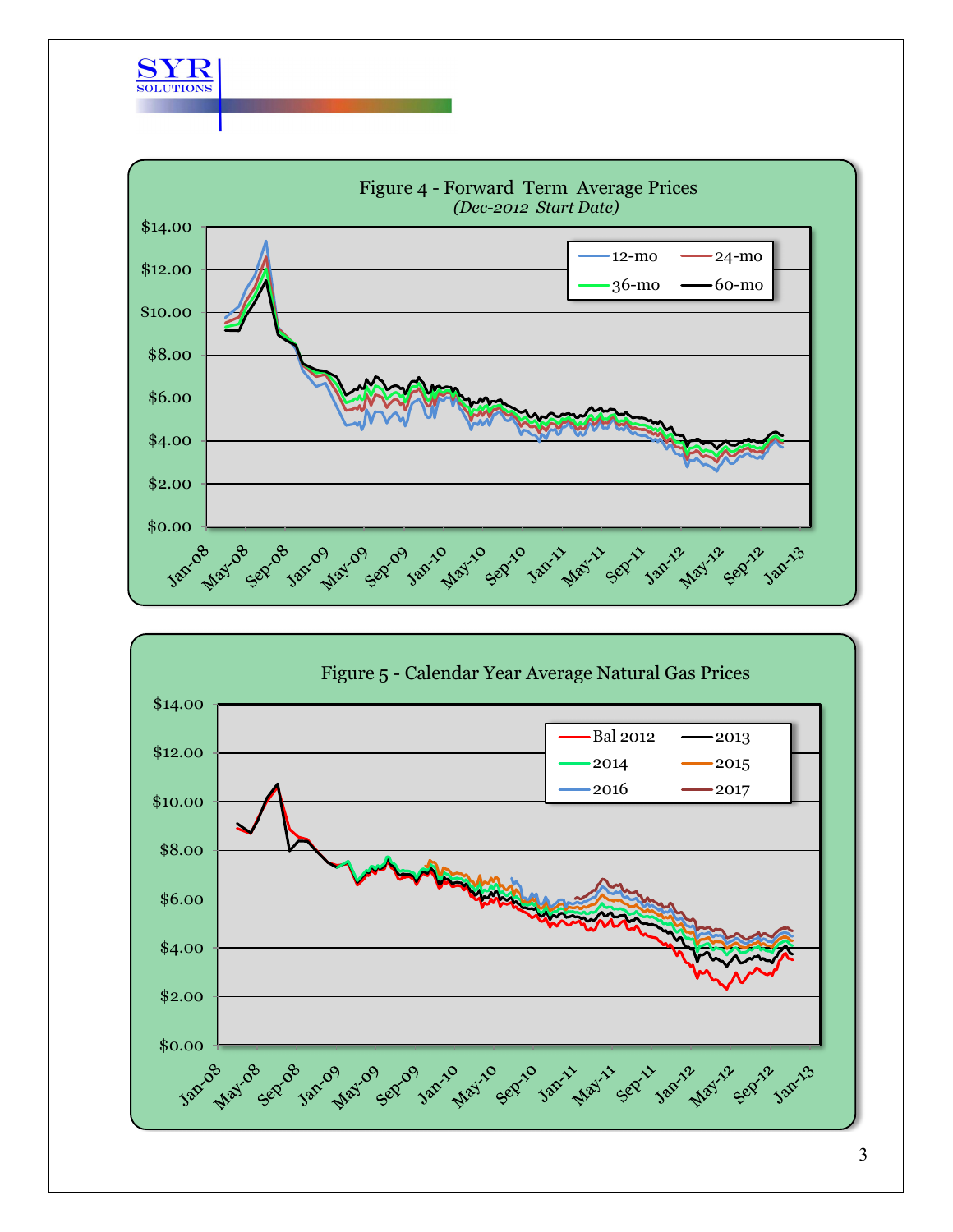Figure 4 - Forward Term Average Prices
*(Dec-2012 Start Date)*

Figure 5 - Calendar Year Average Natural Gas Prices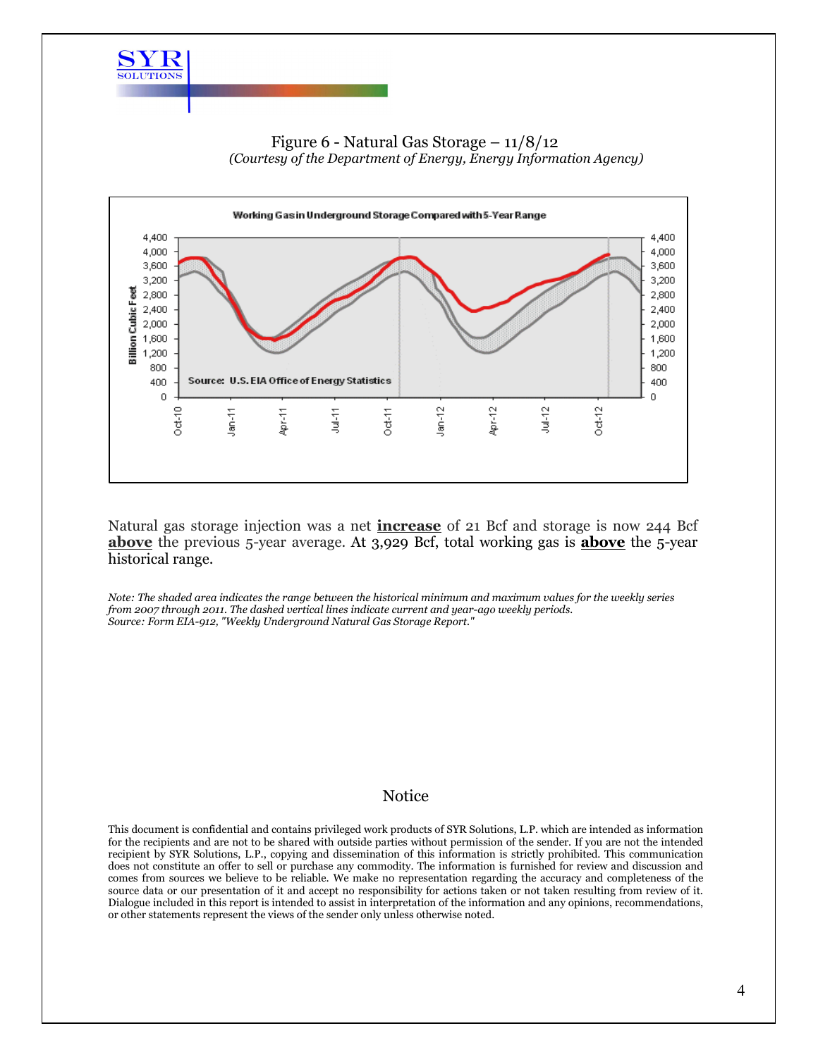Figure 6 - Natural Gas Storage – 11/8/12
*(Courtesy of the Department of Energy, Energy Information Agency)*

Working Gas in Underground Storage Compared with 5-Year Range

Billion Cubic Feet

4,400
4,000
3,600
3,200
2,800
2,400
2,000
1,600
1,200
800
400
0

Source: U.S. EIA Office of Energy Statistics

Oct-10
Jan-11
Apr-11
Jul-11
Oct-11
Jan-12
Apr-12
Jul-12
Oct-12

Natural gas storage injection was a net **increase** of 21 Bcf and storage is now 244 Bcf **above** the previous 5-year average. At 3,929 Bcf, total working gas is **above** the 5-year historical range.

*Note: The shaded area indicates the range between the historical minimum and maximum values for the weekly series from 2007 through 2011. The dashed vertical lines indicate current and year-ago weekly periods.*
*Source: Form EIA-912, "Weekly Underground Natural Gas Storage Report."*

## Notice

This document is confidential and contains privileged work products of SYR Solutions, L.P. which are intended as information for the recipients and are not to be shared with outside parties without permission of the sender. If you are not the intended recipient by SYR Solutions, L.P., copying and dissemination of this information is strictly prohibited. This communication does not constitute an offer to sell or purchase any commodity. The information is furnished for review and discussion and comes from sources we believe to be reliable. We make no representation regarding the accuracy and completeness of the source data or our presentation of it and accept no responsibility for actions taken or not taken resulting from review of it. Dialogue included in this report is intended to assist in interpretation of the information and any opinions, recommendations, or other statements represent the views of the sender only unless otherwise noted.